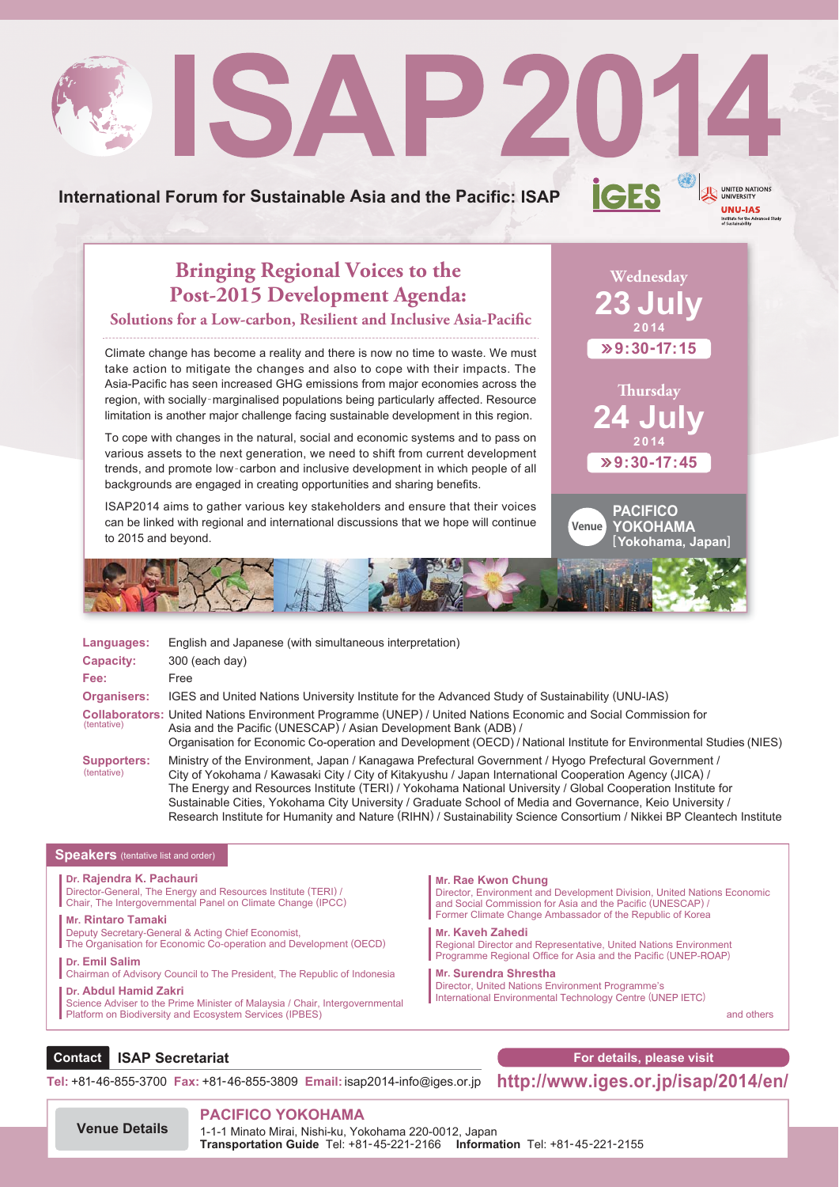# ISAP2014

International Forum for Sustainable Asia and the Pacific: ISAP

IGES

UNITED NATIONS UNIVERSITY
UNU-IAS
Institute for the Advanced Study of Sustainability

## Bringing Regional Voices to the Post-2015 Development Agenda:

### Solutions for a Low-carbon, Resilient and Inclusive Asia-Pacific

Climate change has become a reality and there is now no time to waste. We must take action to mitigate the changes and also to cope with their impacts. The Asia-Pacific has seen increased GHG emissions from major economies across the region, with socially-marginalised populations being particularly affected. Resource limitation is another major challenge facing sustainable development in this region.

To cope with changes in the natural, social and economic systems and to pass on various assets to the next generation, we need to shift from current development trends, and promote low-carbon and inclusive development in which people of all backgrounds are engaged in creating opportunities and sharing benefits.

ISAP2014 aims to gather various key stakeholders and ensure that their voices can be linked with regional and international discussions that we hope will continue to 2015 and beyond.

**Wednesday 23 July 2014**
» 9:30-17:15

**Thursday 24 July 2014**
» 9:30-17:45

**Venue** PACIFICO YOKOHAMA [Yokohama, Japan]

**Languages:** English and Japanese (with simultaneous interpretation)

**Capacity:** 300 (each day)

**Fee:** Free

**Organisers:** IGES and United Nations University Institute for the Advanced Study of Sustainability (UNU-IAS)

**Collaborators:** (tentative) United Nations Environment Programme (UNEP) / United Nations Economic and Social Commission for Asia and the Pacific (UNESCAP) / Asian Development Bank (ADB) / Organisation for Economic Co-operation and Development (OECD) / National Institute for Environmental Studies (NIES)

**Supporters:** (tentative) Ministry of the Environment, Japan / Kanagawa Prefectural Government / Hyogo Prefectural Government / City of Yokohama / Kawasaki City / City of Kitakyushu / Japan International Cooperation Agency (JICA) / The Energy and Resources Institute (TERI) / Yokohama National University / Global Cooperation Institute for Sustainable Cities, Yokohama City University / Graduate School of Media and Governance, Keio University / Research Institute for Humanity and Nature (RIHN) / Sustainability Science Consortium / Nikkei BP Cleantech Institute

## Speakers (tentative list and order)

**Dr. Rajendra K. Pachauri**
Director-General, The Energy and Resources Institute (TERI) / Chair, The Intergovernmental Panel on Climate Change (IPCC)

**Mr. Rintaro Tamaki**
Deputy Secretary-General & Acting Chief Economist, The Organisation for Economic Co-operation and Development (OECD)

**Dr. Emil Salim**
Chairman of Advisory Council to The President, The Republic of Indonesia

**Dr. Abdul Hamid Zakri**
Science Adviser to the Prime Minister of Malaysia / Chair, Intergovernmental Platform on Biodiversity and Ecosystem Services (IPBES)

**Mr. Rae Kwon Chung**
Director, Environment and Development Division, United Nations Economic and Social Commission for Asia and the Pacific (UNESCAP) / Former Climate Change Ambassador of the Republic of Korea

**Mr. Kaveh Zahedi**
Regional Director and Representative, United Nations Environment Programme Regional Office for Asia and the Pacific (UNEP-ROAP)

**Mr. Surendra Shrestha**
Director, United Nations Environment Programme's International Environmental Technology Centre (UNEP IETC)

and others

**Contact** ISAP Secretariat

**Tel:** +81-46-855-3700 **Fax:** +81-46-855-3809 **Email:** isap2014-info@iges.or.jp

**For details, please visit**
http://www.iges.or.jp/isap/2014/en/

**Venue Details**

**PACIFICO YOKOHAMA**
1-1-1 Minato Mirai, Nishi-ku, Yokohama 220-0012, Japan
**Transportation Guide** Tel: +81-45-221-2166 **Information** Tel: +81-45-221-2155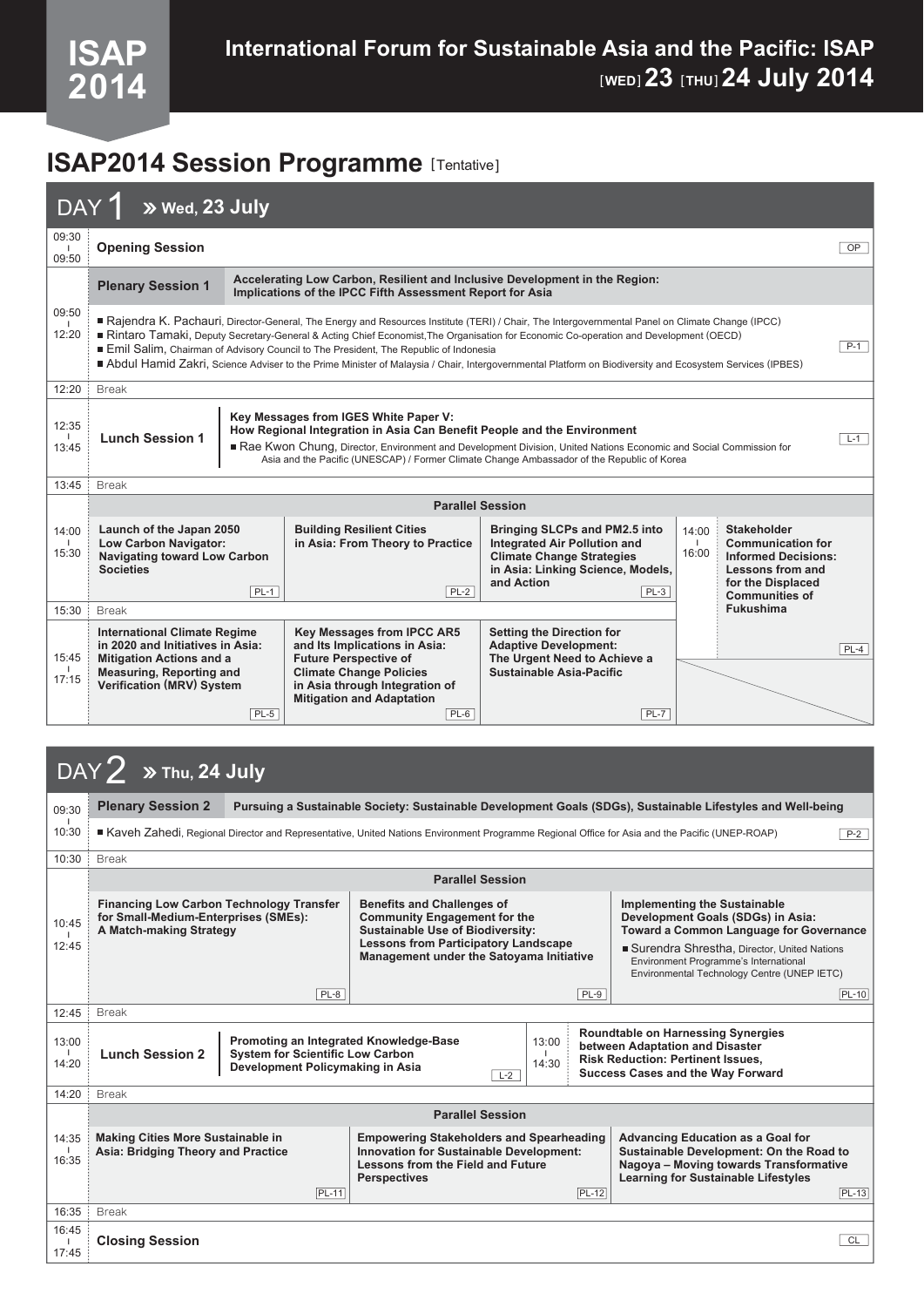# ISAP 2014

**International Forum for Sustainable Asia and the Pacific: ISAP**

[WED] **23** [THU] **24 July 2014**

## ISAP2014 Session Programme [Tentative]

### DAY 1 » Wed, 23 July

| Time | Session | Code |
|---|---|---|
| 09:30 – 09:50 | **Opening Session** | OP |
| 09:50 – 12:20 | **Plenary Session 1** — **Accelerating Low Carbon, Resilient and Inclusive Development in the Region: Implications of the IPCC Fifth Assessment Report for Asia**<br>■ Rajendra K. Pachauri, Director-General, The Energy and Resources Institute (TERI) / Chair, The Intergovernmental Panel on Climate Change (IPCC)<br>■ Rintaro Tamaki, Deputy Secretary-General & Acting Chief Economist, The Organisation for Economic Co-operation and Development (OECD)<br>■ Emil Salim, Chairman of Advisory Council to The President, The Republic of Indonesia<br>■ Abdul Hamid Zakri, Science Adviser to the Prime Minister of Malaysia / Chair, Intergovernmental Platform on Biodiversity and Ecosystem Services (IPBES) | P-1 |
| 12:20 | Break | |
| 12:35 – 13:45 | **Lunch Session 1** — **Key Messages from IGES White Paper V: How Regional Integration in Asia Can Benefit People and the Environment**<br>■ Rae Kwon Chung, Director, Environment and Development Division, United Nations Economic and Social Commission for Asia and the Pacific (UNESCAP) / Former Climate Change Ambassador of the Republic of Korea | L-1 |
| 13:45 | Break | |

**Parallel Session**

| Time | | | | | |
|---|---|---|---|---|---|
| 14:00 – 15:30 | **Launch of the Japan 2050 Low Carbon Navigator: Navigating toward Low Carbon Societies** (PL-1) | **Building Resilient Cities in Asia: From Theory to Practice** (PL-2) | **Bringing SLCPs and PM2.5 into Integrated Air Pollution and Climate Change Strategies in Asia: Linking Science, Models, and Action** (PL-3) | 14:00 – 16:00 | **Stakeholder Communication for Informed Decisions: Lessons from and for the Displaced Communities of Fukushima** (PL-4) |
| 15:30 | Break | | | | |
| 15:45 – 17:15 | **International Climate Regime in 2020 and Initiatives in Asia: Mitigation Actions and a Measuring, Reporting and Verification (MRV) System** (PL-5) | **Key Messages from IPCC AR5 and Its Implications in Asia: Future Perspective of Climate Change Policies in Asia through Integration of Mitigation and Adaptation** (PL-6) | **Setting the Direction for Adaptive Development: The Urgent Need to Achieve a Sustainable Asia-Pacific** (PL-7) | | |

### DAY 2 » Thu, 24 July

| Time | Session | Code |
|---|---|---|
| 09:30 – 10:30 | **Plenary Session 2** — **Pursuing a Sustainable Society: Sustainable Development Goals (SDGs), Sustainable Lifestyles and Well-being**<br>■ Kaveh Zahedi, Regional Director and Representative, United Nations Environment Programme Regional Office for Asia and the Pacific (UNEP-ROAP) | P-2 |
| 10:30 | Break | |

**Parallel Session**

| Time | | | |
|---|---|---|---|
| 10:45 – 12:45 | **Financing Low Carbon Technology Transfer for Small-Medium-Enterprises (SMEs): A Match-making Strategy** (PL-8) | **Benefits and Challenges of Community Engagement for the Sustainable Use of Biodiversity: Lessons from Participatory Landscape Management under the Satoyama Initiative** (PL-9) | **Implementing the Sustainable Development Goals (SDGs) in Asia: Toward a Common Language for Governance**<br>■ Surendra Shrestha, Director, United Nations Environment Programme's International Environmental Technology Centre (UNEP IETC) (PL-10) |
| 12:45 | Break | | |
| 13:00 – 14:20 | **Lunch Session 2** — **Promoting an Integrated Knowledge-Base System for Scientific Low Carbon Development Policymaking in Asia** (L-2) | 13:00 – 14:30 | **Roundtable on Harnessing Synergies between Adaptation and Disaster Risk Reduction: Pertinent Issues, Success Cases and the Way Forward** |
| 14:20 | Break | | |

**Parallel Session**

| Time | | | |
|---|---|---|---|
| 14:35 – 16:35 | **Making Cities More Sustainable in Asia: Bridging Theory and Practice** (PL-11) | **Empowering Stakeholders and Spearheading Innovation for Sustainable Development: Lessons from the Field and Future Perspectives** (PL-12) | **Advancing Education as a Goal for Sustainable Development: On the Road to Nagoya – Moving towards Transformative Learning for Sustainable Lifestyles** (PL-13) |
| 16:35 | Break | | |
| 16:45 – 17:45 | **Closing Session** (CL) | | |